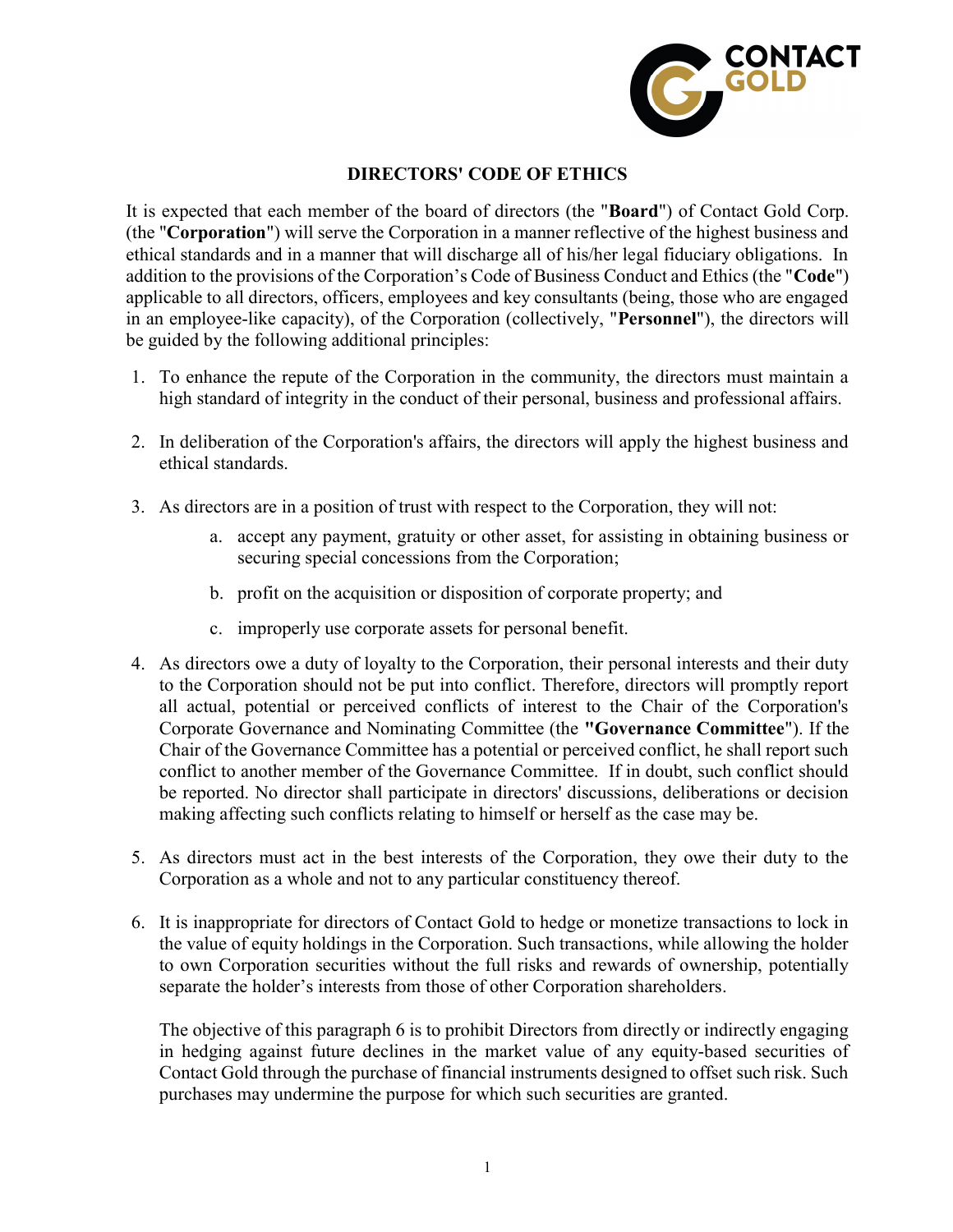# DIRECTORS' CODE OF ETHICS

It is expected that each member of the board of directors (the "**Board**") of Contact Gold Corp. (the "**Corporation**") will serve the Corporation in a manner reflective of the highest business and ethical standards and in a manner that will discharge all of his/her legal fiduciary obligations. In addition to the provisions of the Corporation's Code of Business Conduct and Ethics (the "**Code**") applicable to all directors, officers, employees and key consultants (being, those who are engaged in an employee-like capacity), of the Corporation (collectively, "**Personnel**"), the directors will be guided by the following additional principles:

1. To enhance the repute of the Corporation in the community, the directors must maintain a high standard of integrity in the conduct of their personal, business and professional affairs.

2. In deliberation of the Corporation's affairs, the directors will apply the highest business and ethical standards.

3. As directors are in a position of trust with respect to the Corporation, they will not:

    a. accept any payment, gratuity or other asset, for assisting in obtaining business or securing special concessions from the Corporation;

    b. profit on the acquisition or disposition of corporate property; and

    c. improperly use corporate assets for personal benefit.

4. As directors owe a duty of loyalty to the Corporation, their personal interests and their duty to the Corporation should not be put into conflict. Therefore, directors will promptly report all actual, potential or perceived conflicts of interest to the Chair of the Corporation's Corporate Governance and Nominating Committee (the **"Governance Committee**"). If the Chair of the Governance Committee has a potential or perceived conflict, he shall report such conflict to another member of the Governance Committee. If in doubt, such conflict should be reported. No director shall participate in directors' discussions, deliberations or decision making affecting such conflicts relating to himself or herself as the case may be.

5. As directors must act in the best interests of the Corporation, they owe their duty to the Corporation as a whole and not to any particular constituency thereof.

6. It is inappropriate for directors of Contact Gold to hedge or monetize transactions to lock in the value of equity holdings in the Corporation. Such transactions, while allowing the holder to own Corporation securities without the full risks and rewards of ownership, potentially separate the holder's interests from those of other Corporation shareholders.

    The objective of this paragraph 6 is to prohibit Directors from directly or indirectly engaging in hedging against future declines in the market value of any equity-based securities of Contact Gold through the purchase of financial instruments designed to offset such risk. Such purchases may undermine the purpose for which such securities are granted.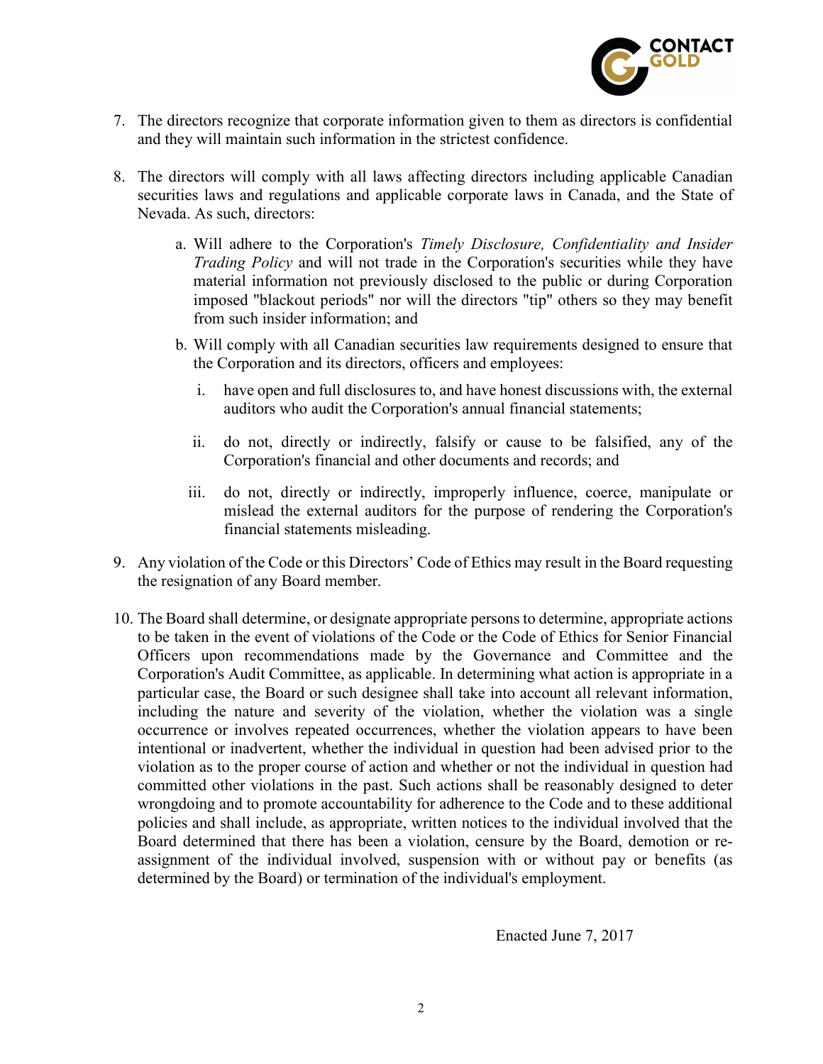7. The directors recognize that corporate information given to them as directors is confidential and they will maintain such information in the strictest confidence.

8. The directors will comply with all laws affecting directors including applicable Canadian securities laws and regulations and applicable corporate laws in Canada, and the State of Nevada. As such, directors:

   a. Will adhere to the Corporation's *Timely Disclosure, Confidentiality and Insider Trading Policy* and will not trade in the Corporation's securities while they have material information not previously disclosed to the public or during Corporation imposed "blackout periods" nor will the directors "tip" others so they may benefit from such insider information; and

   b. Will comply with all Canadian securities law requirements designed to ensure that the Corporation and its directors, officers and employees:

      i. have open and full disclosures to, and have honest discussions with, the external auditors who audit the Corporation's annual financial statements;

      ii. do not, directly or indirectly, falsify or cause to be falsified, any of the Corporation's financial and other documents and records; and

      iii. do not, directly or indirectly, improperly influence, coerce, manipulate or mislead the external auditors for the purpose of rendering the Corporation's financial statements misleading.

9. Any violation of the Code or this Directors' Code of Ethics may result in the Board requesting the resignation of any Board member.

10. The Board shall determine, or designate appropriate persons to determine, appropriate actions to be taken in the event of violations of the Code or the Code of Ethics for Senior Financial Officers upon recommendations made by the Governance and Committee and the Corporation's Audit Committee, as applicable. In determining what action is appropriate in a particular case, the Board or such designee shall take into account all relevant information, including the nature and severity of the violation, whether the violation was a single occurrence or involves repeated occurrences, whether the violation appears to have been intentional or inadvertent, whether the individual in question had been advised prior to the violation as to the proper course of action and whether or not the individual in question had committed other violations in the past. Such actions shall be reasonably designed to deter wrongdoing and to promote accountability for adherence to the Code and to these additional policies and shall include, as appropriate, written notices to the individual involved that the Board determined that there has been a violation, censure by the Board, demotion or re-assignment of the individual involved, suspension with or without pay or benefits (as determined by the Board) or termination of the individual's employment.

Enacted June 7, 2017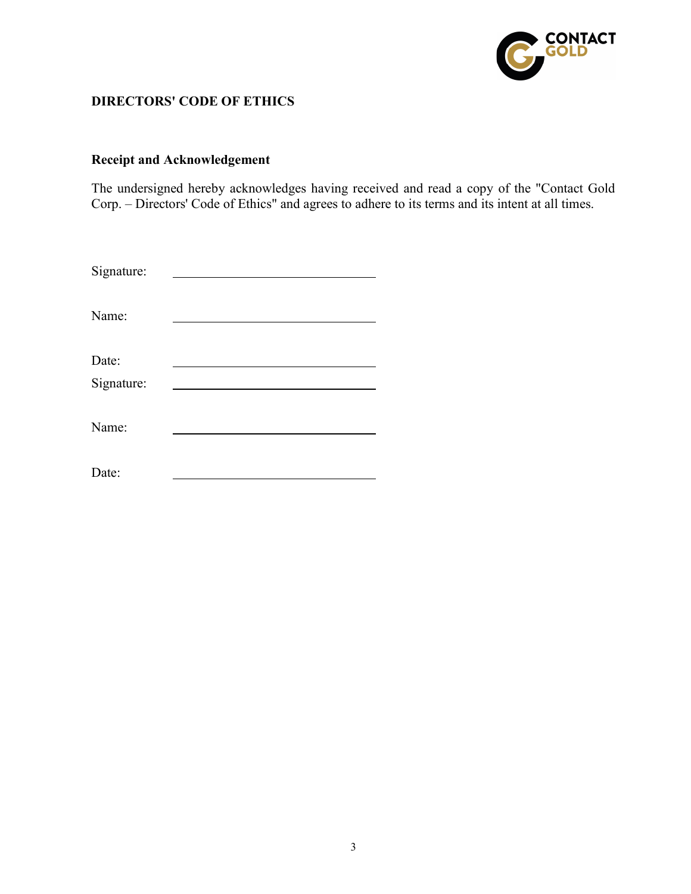**DIRECTORS' CODE OF ETHICS**

**Receipt and Acknowledgement**

The undersigned hereby acknowledges having received and read a copy of the "Contact Gold Corp. – Directors' Code of Ethics" and agrees to adhere to its terms and its intent at all times.

Signature: \_\_\_\_\_\_\_\_\_\_\_\_\_\_\_\_\_\_\_\_\_\_\_\_\_\_\_\_\_\_

Name: \_\_\_\_\_\_\_\_\_\_\_\_\_\_\_\_\_\_\_\_\_\_\_\_\_\_\_\_\_\_

Date: \_\_\_\_\_\_\_\_\_\_\_\_\_\_\_\_\_\_\_\_\_\_\_\_\_\_\_\_\_\_

Signature: \_\_\_\_\_\_\_\_\_\_\_\_\_\_\_\_\_\_\_\_\_\_\_\_\_\_\_\_\_\_

Name: \_\_\_\_\_\_\_\_\_\_\_\_\_\_\_\_\_\_\_\_\_\_\_\_\_\_\_\_\_\_

Date: \_\_\_\_\_\_\_\_\_\_\_\_\_\_\_\_\_\_\_\_\_\_\_\_\_\_\_\_\_\_